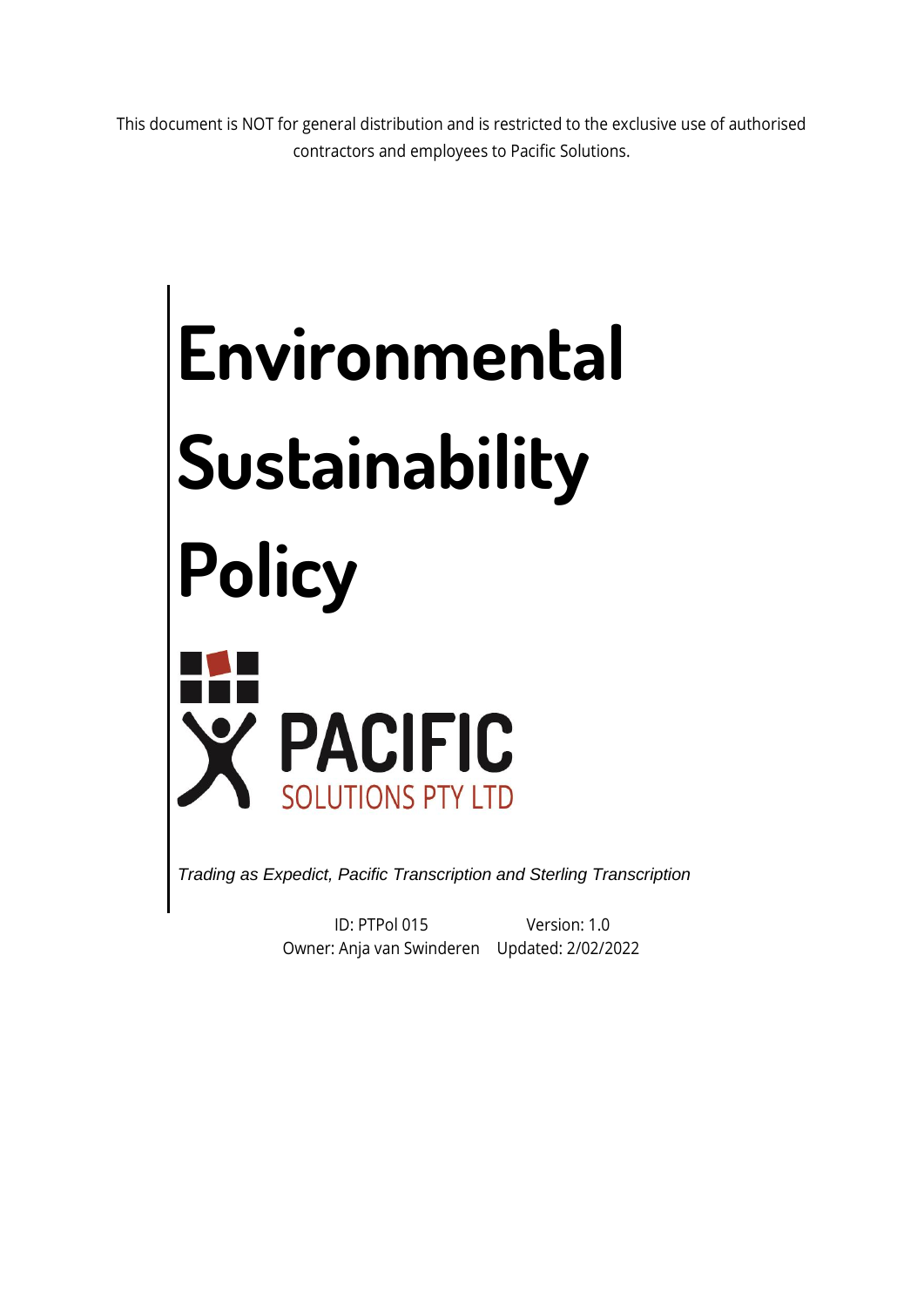This document is NOT for general distribution and is restricted to the exclusive use of authorised contractors and employees to Pacific Solutions.

# Environmental Sustainability Policy

PACIFIC
SOLUTIONS PTY LTD

*Trading as Expedict, Pacific Transcription and Sterling Transcription*

ID: PTPol 015 Version: 1.0
Owner: Anja van Swinderen Updated: 2/02/2022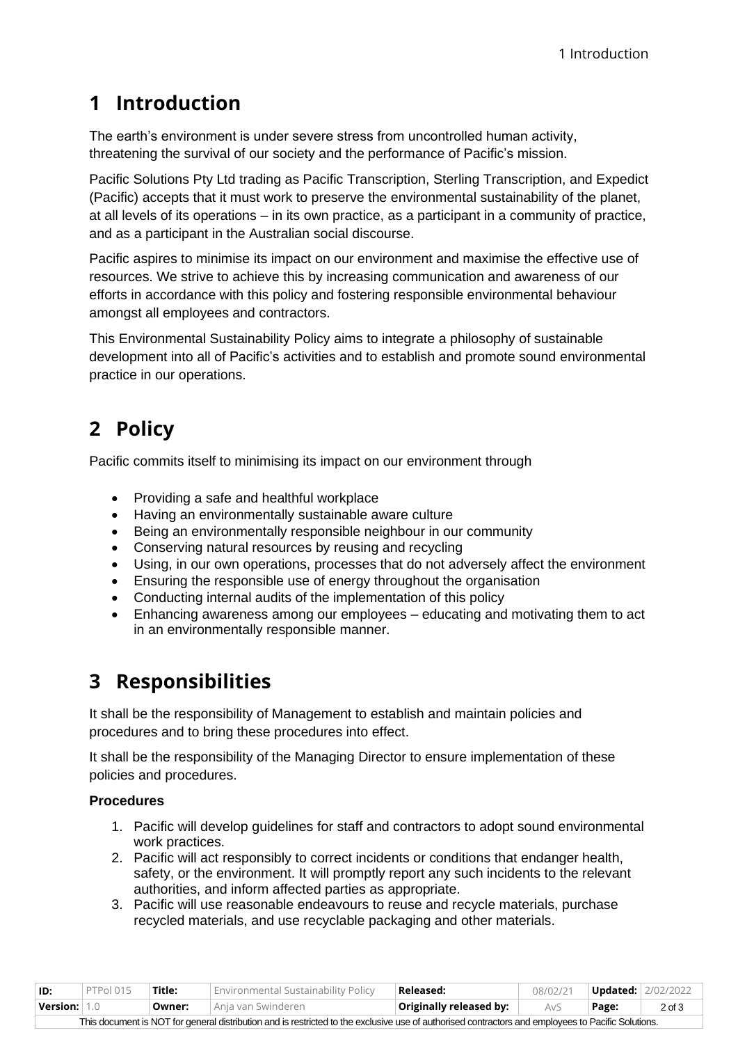# 1 Introduction

The earth's environment is under severe stress from uncontrolled human activity, threatening the survival of our society and the performance of Pacific's mission.

Pacific Solutions Pty Ltd trading as Pacific Transcription, Sterling Transcription, and Expedict (Pacific) accepts that it must work to preserve the environmental sustainability of the planet, at all levels of its operations – in its own practice, as a participant in a community of practice, and as a participant in the Australian social discourse.

Pacific aspires to minimise its impact on our environment and maximise the effective use of resources. We strive to achieve this by increasing communication and awareness of our efforts in accordance with this policy and fostering responsible environmental behaviour amongst all employees and contractors.

This Environmental Sustainability Policy aims to integrate a philosophy of sustainable development into all of Pacific's activities and to establish and promote sound environmental practice in our operations.

# 2 Policy

Pacific commits itself to minimising its impact on our environment through

- Providing a safe and healthful workplace
- Having an environmentally sustainable aware culture
- Being an environmentally responsible neighbour in our community
- Conserving natural resources by reusing and recycling
- Using, in our own operations, processes that do not adversely affect the environment
- Ensuring the responsible use of energy throughout the organisation
- Conducting internal audits of the implementation of this policy
- Enhancing awareness among our employees – educating and motivating them to act in an environmentally responsible manner.

# 3 Responsibilities

It shall be the responsibility of Management to establish and maintain policies and procedures and to bring these procedures into effect.

It shall be the responsibility of the Managing Director to ensure implementation of these policies and procedures.

**Procedures**

1. Pacific will develop guidelines for staff and contractors to adopt sound environmental work practices.
2. Pacific will act responsibly to correct incidents or conditions that endanger health, safety, or the environment. It will promptly report any such incidents to the relevant authorities, and inform affected parties as appropriate.
3. Pacific will use reasonable endeavours to reuse and recycle materials, purchase recycled materials, and use recyclable packaging and other materials.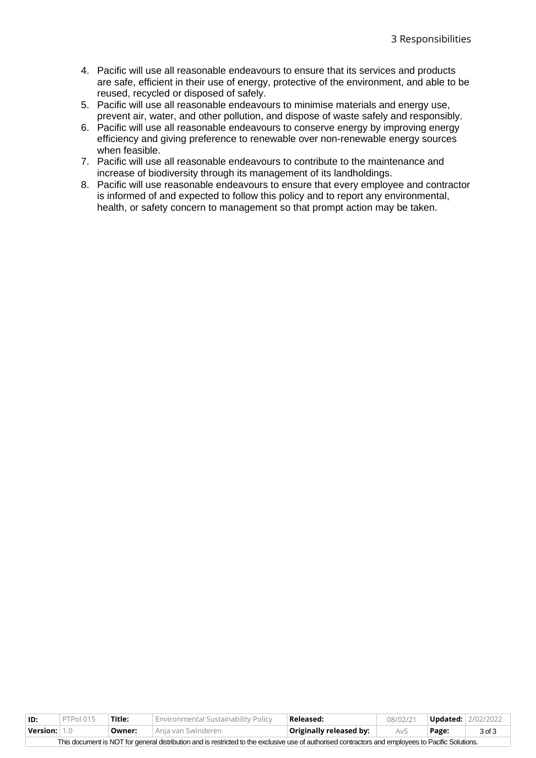4. Pacific will use all reasonable endeavours to ensure that its services and products are safe, efficient in their use of energy, protective of the environment, and able to be reused, recycled or disposed of safely.
5. Pacific will use all reasonable endeavours to minimise materials and energy use, prevent air, water, and other pollution, and dispose of waste safely and responsibly.
6. Pacific will use all reasonable endeavours to conserve energy by improving energy efficiency and giving preference to renewable over non-renewable energy sources when feasible.
7. Pacific will use all reasonable endeavours to contribute to the maintenance and increase of biodiversity through its management of its landholdings.
8. Pacific will use reasonable endeavours to ensure that every employee and contractor is informed of and expected to follow this policy and to report any environmental, health, or safety concern to management so that prompt action may be taken.